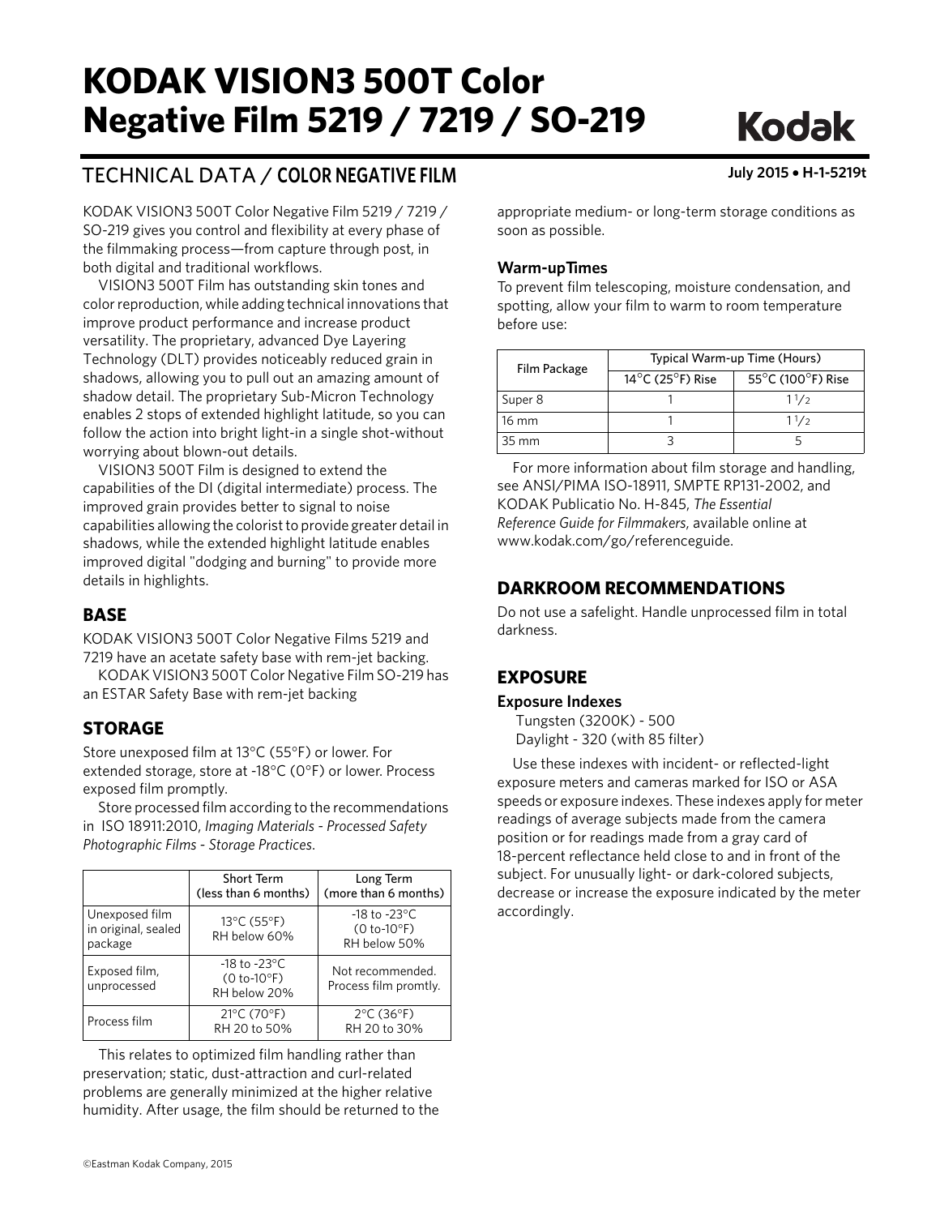# KODAK VISION3 500T Color Negative Film 5219 / 7219 / SO-219

TECHNICAL DATA / COLOR NEGATIVE FILM

July 2015 • H-1-5219t

KODAK VISION3 500T Color Negative Film 5219 / 7219 / SO-219 gives you control and flexibility at every phase of the filmmaking process—from capture through post, in both digital and traditional workflows.

VISION3 500T Film has outstanding skin tones and color reproduction, while adding technical innovations that improve product performance and increase product versatility. The proprietary, advanced Dye Layering Technology (DLT) provides noticeably reduced grain in shadows, allowing you to pull out an amazing amount of shadow detail. The proprietary Sub-Micron Technology enables 2 stops of extended highlight latitude, so you can follow the action into bright light-in a single shot-without worrying about blown-out details.

VISION3 500T Film is designed to extend the capabilities of the DI (digital intermediate) process. The improved grain provides better to signal to noise capabilities allowing the colorist to provide greater detail in shadows, while the extended highlight latitude enables improved digital "dodging and burning" to provide more details in highlights.

## BASE

KODAK VISION3 500T Color Negative Films 5219 and 7219 have an acetate safety base with rem-jet backing.

KODAK VISION3 500T Color Negative Film SO-219 has an ESTAR Safety Base with rem-jet backing

## STORAGE

Store unexposed film at 13°C (55°F) or lower. For extended storage, store at -18°C (0°F) or lower. Process exposed film promptly.

Store processed film according to the recommendations in ISO 18911:2010, *Imaging Materials - Processed Safety Photographic Films - Storage Practices*.

| | Short Term (less than 6 months) | Long Term (more than 6 months) |
|---|---|---|
| Unexposed film in original, sealed package | 13°C (55°F) RH below 60% | -18 to -23°C (0 to-10°F) RH below 50% |
| Exposed film, unprocessed | -18 to -23°C (0 to-10°F) RH below 20% | Not recommended. Process film promtly. |
| Process film | 21°C (70°F) RH 20 to 50% | 2°C (36°F) RH 20 to 30% |

This relates to optimized film handling rather than preservation; static, dust-attraction and curl-related problems are generally minimized at the higher relative humidity. After usage, the film should be returned to the appropriate medium- or long-term storage conditions as soon as possible.

### Warm-upTimes

To prevent film telescoping, moisture condensation, and spotting, allow your film to warm to room temperature before use:

| Film Package | Typical Warm-up Time (Hours) | |
|---|---|---|
| | 14°C (25°F) Rise | 55°C (100°F) Rise |
| Super 8 | 1 | 1 1/2 |
| 16 mm | 1 | 1 1/2 |
| 35 mm | 3 | 5 |

For more information about film storage and handling, see ANSI/PIMA ISO-18911, SMPTE RP131-2002, and KODAK Publicatio No. H-845, *The Essential Reference Guide for Filmmakers*, available online at www.kodak.com/go/referenceguide.

## DARKROOM RECOMMENDATIONS

Do not use a safelight. Handle unprocessed film in total darkness.

## EXPOSURE

### Exposure Indexes

Tungsten (3200K) - 500
Daylight - 320 (with 85 filter)

Use these indexes with incident- or reflected-light exposure meters and cameras marked for ISO or ASA speeds or exposure indexes. These indexes apply for meter readings of average subjects made from the camera position or for readings made from a gray card of 18-percent reflectance held close to and in front of the subject. For unusually light- or dark-colored subjects, decrease or increase the exposure indicated by the meter accordingly.

©Eastman Kodak Company, 2015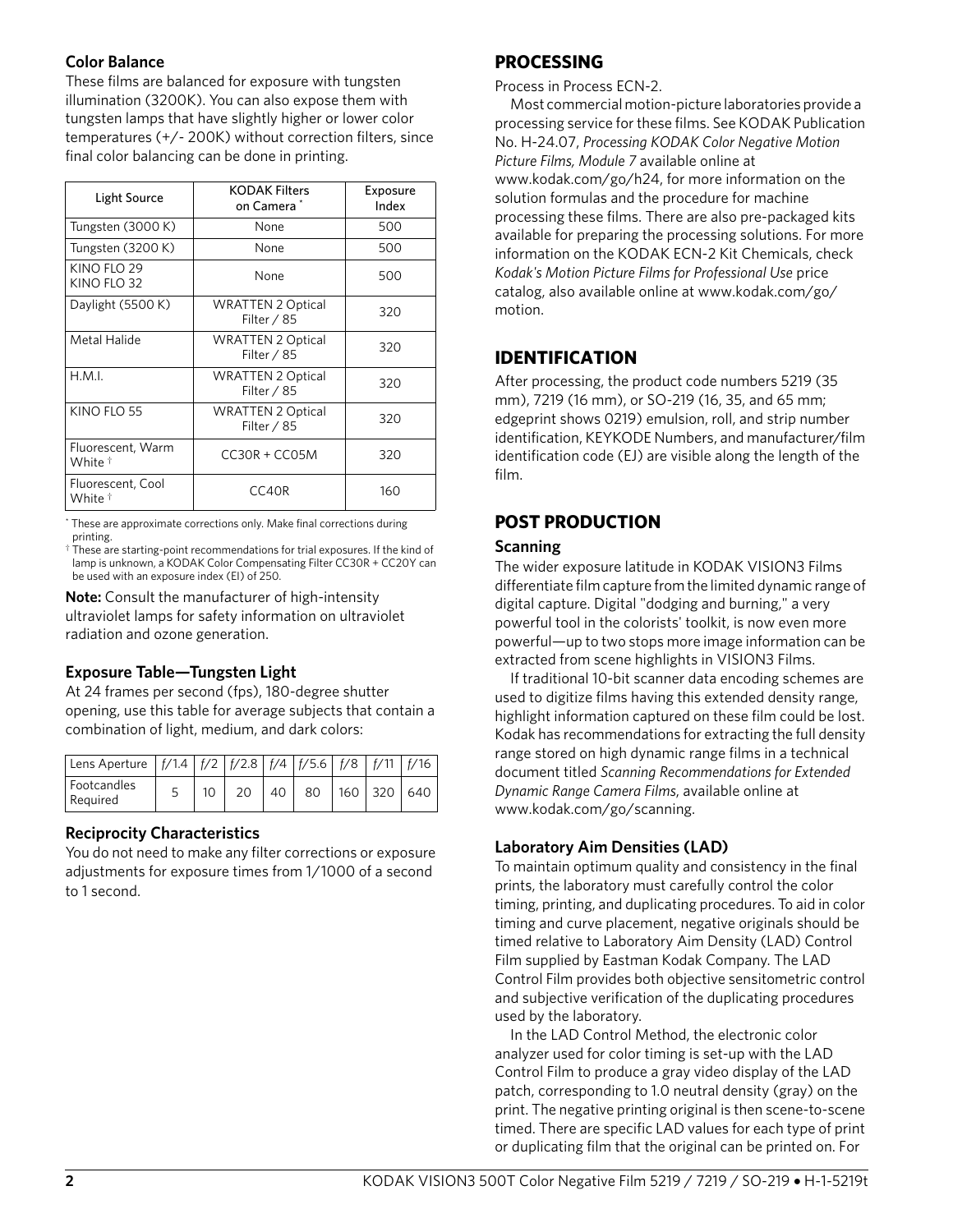### Color Balance

These films are balanced for exposure with tungsten illumination (3200K). You can also expose them with tungsten lamps that have slightly higher or lower color temperatures (+/- 200K) without correction filters, since final color balancing can be done in printing.

| Light Source | KODAK Filters on Camera * | Exposure Index |
|---|---|---|
| Tungsten (3000 K) | None | 500 |
| Tungsten (3200 K) | None | 500 |
| KINO FLO 29<br>KINO FLO 32 | None | 500 |
| Daylight (5500 K) | WRATTEN 2 Optical Filter / 85 | 320 |
| Metal Halide | WRATTEN 2 Optical Filter / 85 | 320 |
| H.M.I. | WRATTEN 2 Optical Filter / 85 | 320 |
| KINO FLO 55 | WRATTEN 2 Optical Filter / 85 | 320 |
| Fluorescent, Warm White † | CC30R + CC05M | 320 |
| Fluorescent, Cool White † | CC40R | 160 |

* These are approximate corrections only. Make final corrections during printing.

† These are starting-point recommendations for trial exposures. If the kind of lamp is unknown, a KODAK Color Compensating Filter CC30R + CC20Y can be used with an exposure index (EI) of 250.

**Note:** Consult the manufacturer of high-intensity ultraviolet lamps for safety information on ultraviolet radiation and ozone generation.

### Exposure Table—Tungsten Light

At 24 frames per second (fps), 180-degree shutter opening, use this table for average subjects that contain a combination of light, medium, and dark colors:

| Lens Aperture | *f*/1.4 | *f*/2 | *f*/2.8 | *f*/4 | *f*/5.6 | *f*/8 | *f*/11 | *f*/16 |
|---|---|---|---|---|---|---|---|---|
| Footcandles Required | 5 | 10 | 20 | 40 | 80 | 160 | 320 | 640 |

### Reciprocity Characteristics

You do not need to make any filter corrections or exposure adjustments for exposure times from 1/1000 of a second to 1 second.

## PROCESSING

Process in Process ECN-2.

Most commercial motion-picture laboratories provide a processing service for these films. See KODAK Publication No. H-24.07, *Processing KODAK Color Negative Motion Picture Films, Module 7* available online at www.kodak.com/go/h24, for more information on the solution formulas and the procedure for machine processing these films. There are also pre-packaged kits available for preparing the processing solutions. For more information on the KODAK ECN-2 Kit Chemicals, check *Kodak's Motion Picture Films for Professional Use* price catalog, also available online at www.kodak.com/go/motion.

## IDENTIFICATION

After processing, the product code numbers 5219 (35 mm), 7219 (16 mm), or SO-219 (16, 35, and 65 mm; edgeprint shows 0219) emulsion, roll, and strip number identification, KEYKODE Numbers, and manufacturer/film identification code (EJ) are visible along the length of the film.

## POST PRODUCTION

### Scanning

The wider exposure latitude in KODAK VISION3 Films differentiate film capture from the limited dynamic range of digital capture. Digital "dodging and burning," a very powerful tool in the colorists' toolkit, is now even more powerful—up to two stops more image information can be extracted from scene highlights in VISION3 Films.

If traditional 10-bit scanner data encoding schemes are used to digitize films having this extended density range, highlight information captured on these film could be lost. Kodak has recommendations for extracting the full density range stored on high dynamic range films in a technical document titled *Scanning Recommendations for Extended Dynamic Range Camera Films*, available online at www.kodak.com/go/scanning.

### Laboratory Aim Densities (LAD)

To maintain optimum quality and consistency in the final prints, the laboratory must carefully control the color timing, printing, and duplicating procedures. To aid in color timing and curve placement, negative originals should be timed relative to Laboratory Aim Density (LAD) Control Film supplied by Eastman Kodak Company. The LAD Control Film provides both objective sensitometric control and subjective verification of the duplicating procedures used by the laboratory.

In the LAD Control Method, the electronic color analyzer used for color timing is set-up with the LAD Control Film to produce a gray video display of the LAD patch, corresponding to 1.0 neutral density (gray) on the print. The negative printing original is then scene-to-scene timed. There are specific LAD values for each type of print or duplicating film that the original can be printed on. For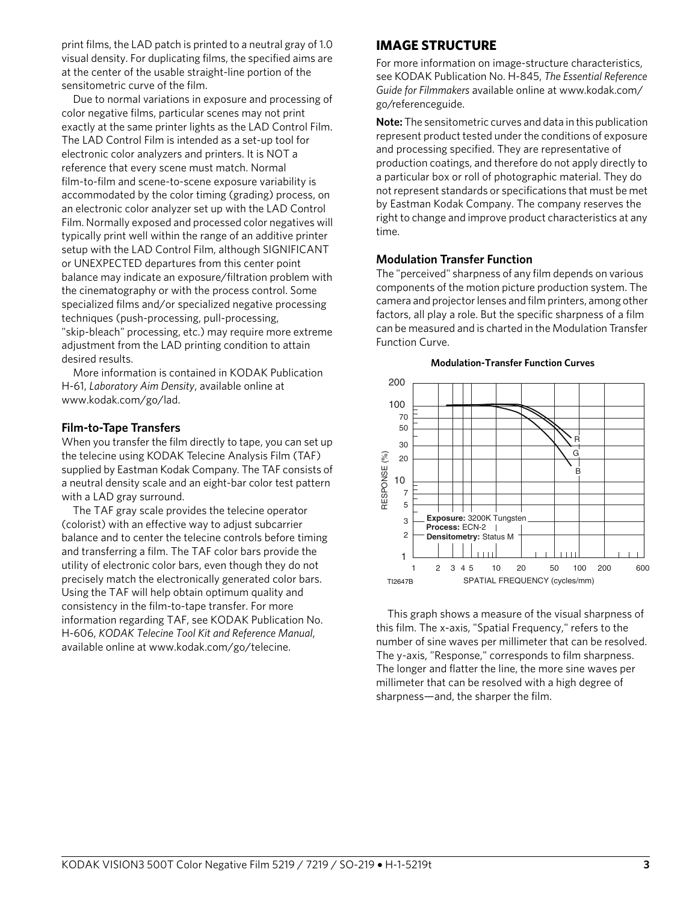print films, the LAD patch is printed to a neutral gray of 1.0 visual density. For duplicating films, the specified aims are at the center of the usable straight-line portion of the sensitometric curve of the film.

Due to normal variations in exposure and processing of color negative films, particular scenes may not print exactly at the same printer lights as the LAD Control Film. The LAD Control Film is intended as a set-up tool for electronic color analyzers and printers. It is NOT a reference that every scene must match. Normal film-to-film and scene-to-scene exposure variability is accommodated by the color timing (grading) process, on an electronic color analyzer set up with the LAD Control Film. Normally exposed and processed color negatives will typically print well within the range of an additive printer setup with the LAD Control Film, although SIGNIFICANT or UNEXPECTED departures from this center point balance may indicate an exposure/filtration problem with the cinematography or with the process control. Some specialized films and/or specialized negative processing techniques (push-processing, pull-processing, "skip-bleach" processing, etc.) may require more extreme adjustment from the LAD printing condition to attain desired results.

More information is contained in KODAK Publication H-61, *Laboratory Aim Density*, available online at www.kodak.com/go/lad.

### Film-to-Tape Transfers

When you transfer the film directly to tape, you can set up the telecine using KODAK Telecine Analysis Film (TAF) supplied by Eastman Kodak Company. The TAF consists of a neutral density scale and an eight-bar color test pattern with a LAD gray surround.

The TAF gray scale provides the telecine operator (colorist) with an effective way to adjust subcarrier balance and to center the telecine controls before timing and transferring a film. The TAF color bars provide the utility of electronic color bars, even though they do not precisely match the electronically generated color bars. Using the TAF will help obtain optimum quality and consistency in the film-to-tape transfer. For more information regarding TAF, see KODAK Publication No. H-606, *KODAK Telecine Tool Kit and Reference Manual*, available online at www.kodak.com/go/telecine.

## IMAGE STRUCTURE

For more information on image-structure characteristics, see KODAK Publication No. H-845, *The Essential Reference Guide for Filmmakers* available online at www.kodak.com/go/referenceguide.

**Note:** The sensitometric curves and data in this publication represent product tested under the conditions of exposure and processing specified. They are representative of production coatings, and therefore do not apply directly to a particular box or roll of photographic material. They do not represent standards or specifications that must be met by Eastman Kodak Company. The company reserves the right to change and improve product characteristics at any time.

### Modulation Transfer Function

The "perceived" sharpness of any film depends on various components of the motion picture production system. The camera and projector lenses and film printers, among other factors, all play a role. But the specific sharpness of a film can be measured and is charted in the Modulation Transfer Function Curve.

**Modulation-Transfer Function Curves**

Exposure: 3200K Tungsten
Process: ECN-2
Densitometry: Status M

RESPONSE (%) vs. SPATIAL FREQUENCY (cycles/mm) — curves R, G, B

TI2647B

This graph shows a measure of the visual sharpness of this film. The x-axis, "Spatial Frequency," refers to the number of sine waves per millimeter that can be resolved. The y-axis, "Response," corresponds to film sharpness. The longer and flatter the line, the more sine waves per millimeter that can be resolved with a high degree of sharpness—and, the sharper the film.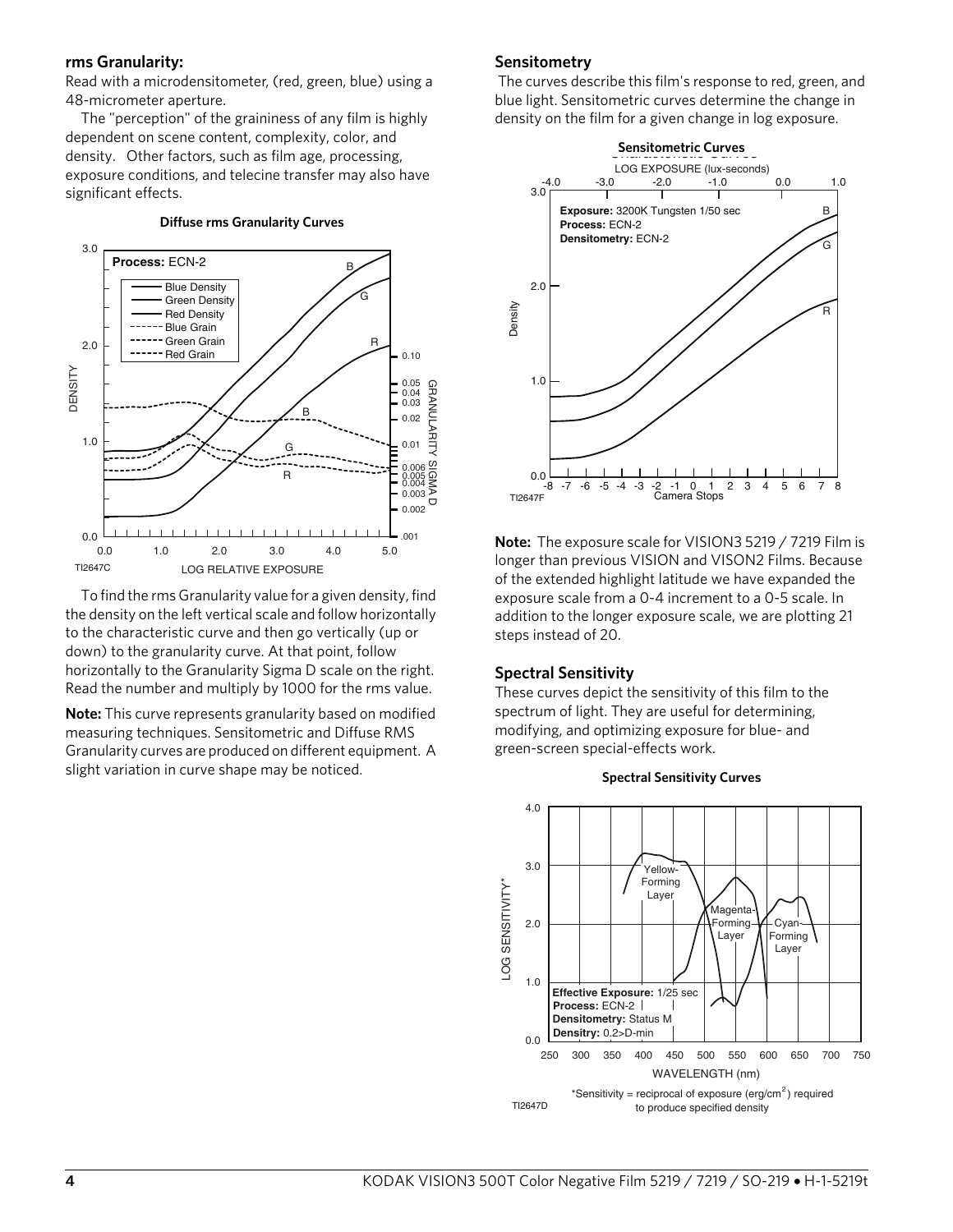## rms Granularity:

Read with a microdensitometer, (red, green, blue) using a 48-micrometer aperture.

The "perception" of the graininess of any film is highly dependent on scene content, complexity, color, and density. Other factors, such as film age, processing, exposure conditions, and telecine transfer may also have significant effects.

**Diffuse rms Granularity Curves**

To find the rms Granularity value for a given density, find the density on the left vertical scale and follow horizontally to the characteristic curve and then go vertically (up or down) to the granularity curve. At that point, follow horizontally to the Granularity Sigma D scale on the right. Read the number and multiply by 1000 for the rms value.

**Note:** This curve represents granularity based on modified measuring techniques. Sensitometric and Diffuse RMS Granularity curves are produced on different equipment. A slight variation in curve shape may be noticed.

## Sensitometry

The curves describe this film's response to red, green, and blue light. Sensitometric curves determine the change in density on the film for a given change in log exposure.

**Sensitometric Curves**

**Note:** The exposure scale for VISION3 5219 / 7219 Film is longer than previous VISION and VISON2 Films. Because of the extended highlight latitude we have expanded the exposure scale from a 0-4 increment to a 0-5 scale. In addition to the longer exposure scale, we are plotting 21 steps instead of 20.

## Spectral Sensitivity

These curves depict the sensitivity of this film to the spectrum of light. They are useful for determining, modifying, and optimizing exposure for blue- and green-screen special-effects work.

**Spectral Sensitivity Curves**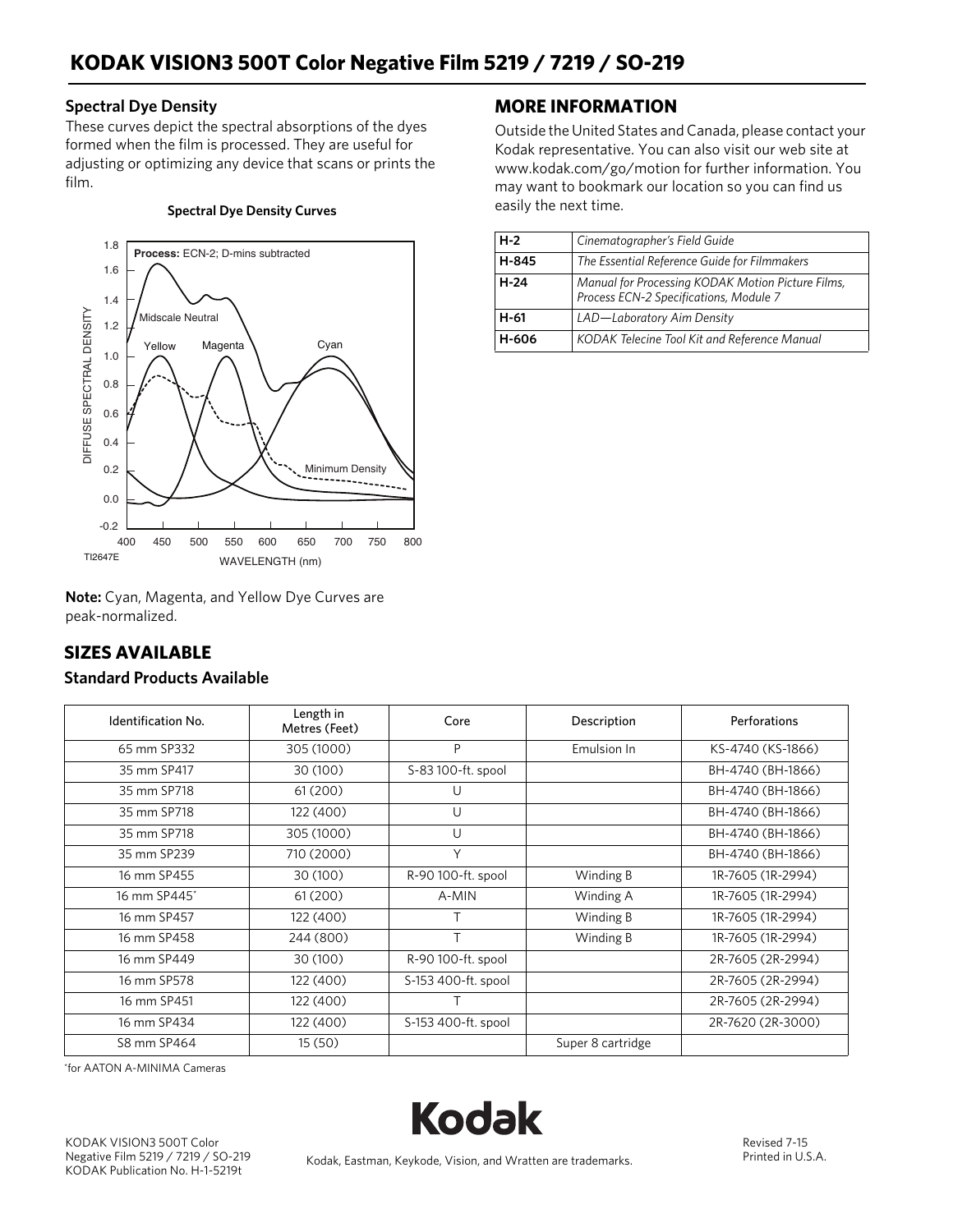# KODAK VISION3 500T Color Negative Film 5219 / 7219 / SO-219

### Spectral Dye Density

These curves depict the spectral absorptions of the dyes formed when the film is processed. They are useful for adjusting or optimizing any device that scans or prints the film.

**Spectral Dye Density Curves**

Process: ECN-2; D-mins subtracted

Midscale Neutral

Yellow

Magenta

Cyan

Minimum Density

DIFFUSE SPECTRAL DENSITY

1.8
1.6
1.4
1.2
1.0
0.8
0.6
0.4
0.2
0.0
-0.2

400 450 500 550 600 650 700 750 800

WAVELENGTH (nm)

TI2647E

**Note:** Cyan, Magenta, and Yellow Dye Curves are peak-normalized.

## SIZES AVAILABLE

### Standard Products Available

| Identification No. | Length in Metres (Feet) | Core | Description | Perforations |
|---|---|---|---|---|
| 65 mm SP332 | 305 (1000) | P | Emulsion In | KS-4740 (KS-1866) |
| 35 mm SP417 | 30 (100) | S-83 100-ft. spool | | BH-4740 (BH-1866) |
| 35 mm SP718 | 61 (200) | U | | BH-4740 (BH-1866) |
| 35 mm SP718 | 122 (400) | U | | BH-4740 (BH-1866) |
| 35 mm SP718 | 305 (1000) | U | | BH-4740 (BH-1866) |
| 35 mm SP239 | 710 (2000) | Y | | BH-4740 (BH-1866) |
| 16 mm SP455 | 30 (100) | R-90 100-ft. spool | Winding B | 1R-7605 (1R-2994) |
| 16 mm SP445* | 61 (200) | A-MIN | Winding A | 1R-7605 (1R-2994) |
| 16 mm SP457 | 122 (400) | T | Winding B | 1R-7605 (1R-2994) |
| 16 mm SP458 | 244 (800) | T | Winding B | 1R-7605 (1R-2994) |
| 16 mm SP449 | 30 (100) | R-90 100-ft. spool | | 2R-7605 (2R-2994) |
| 16 mm SP578 | 122 (400) | S-153 400-ft. spool | | 2R-7605 (2R-2994) |
| 16 mm SP451 | 122 (400) | T | | 2R-7605 (2R-2994) |
| 16 mm SP434 | 122 (400) | S-153 400-ft. spool | | 2R-7620 (2R-3000) |
| S8 mm SP464 | 15 (50) | | Super 8 cartridge | |

*for AATON A-MINIMA Cameras

## MORE INFORMATION

Outside the United States and Canada, please contact your Kodak representative. You can also visit our web site at www.kodak.com/go/motion for further information. You may want to bookmark our location so you can find us easily the next time.

| | |
|---|---|
| H-2 | *Cinematographer's Field Guide* |
| H-845 | *The Essential Reference Guide for Filmmakers* |
| H-24 | *Manual for Processing KODAK Motion Picture Films, Process ECN-2 Specifications, Module 7* |
| H-61 | *LAD—Laboratory Aim Density* |
| H-606 | *KODAK Telecine Tool Kit and Reference Manual* |

KODAK VISION3 500T Color Negative Film 5219 / 7219 / SO-219
KODAK Publication No. H-1-5219t

Kodak, Eastman, Keykode, Vision, and Wratten are trademarks.

Revised 7-15
Printed in U.S.A.